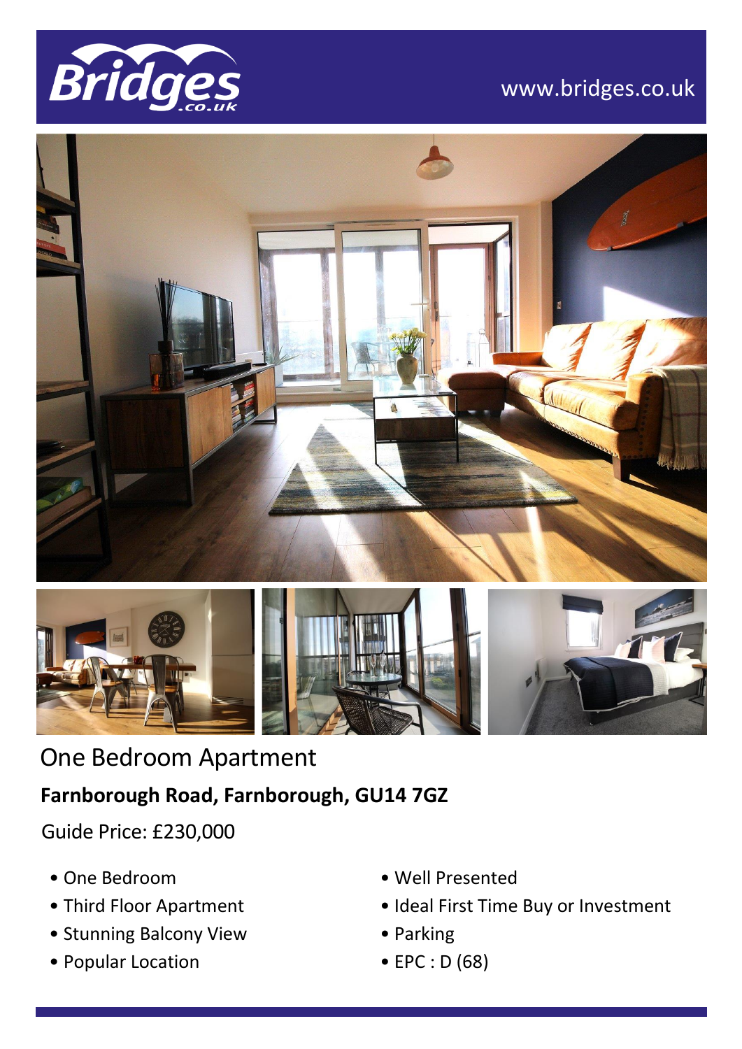www.bridges.co.uk

# One Bedroom Apartment

## Farnborough Road, Farnborough, GU14 7GZ

Guide Price: £230,000

- One Bedroom
- Third Floor Apartment
- Stunning Balcony View
- Popular Location
- Well Presented
- Ideal First Time Buy or Investment
- Parking
- EPC : D (68)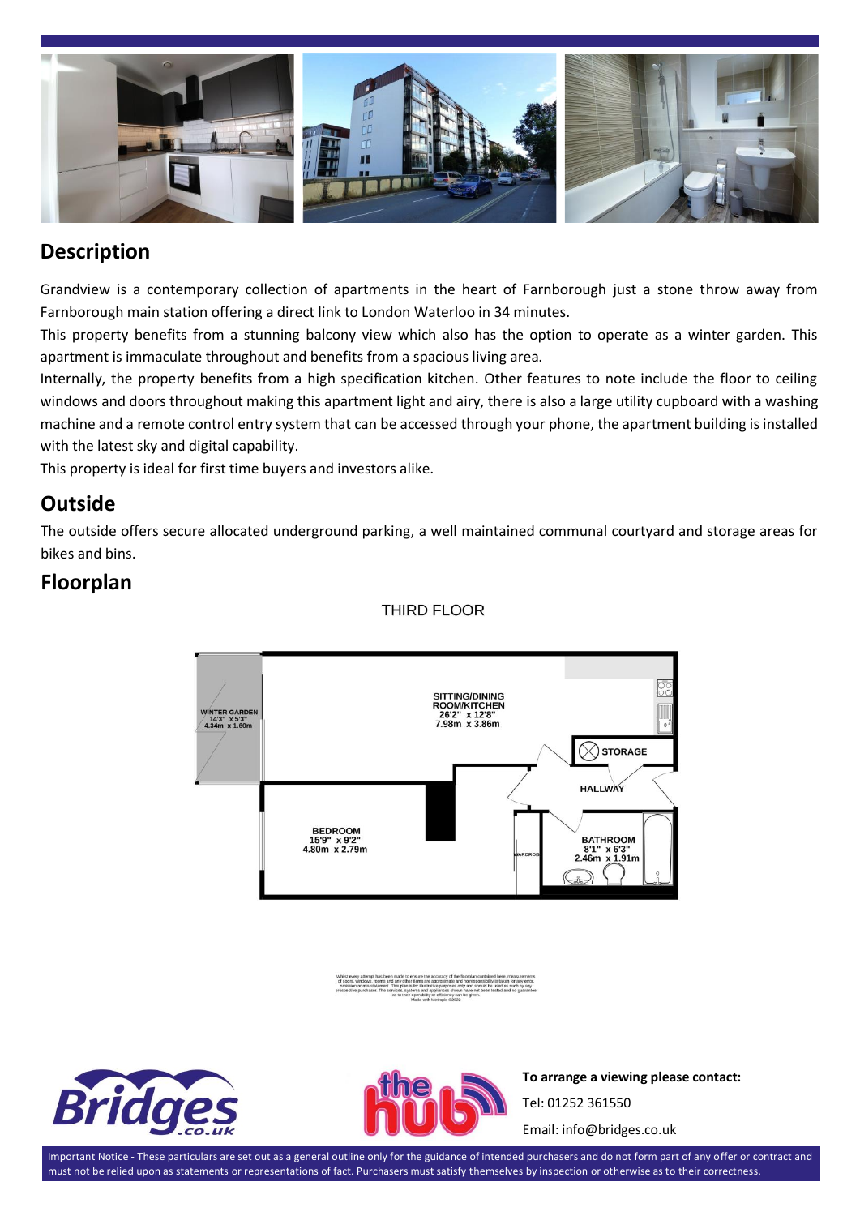## Description

Grandview is a contemporary collection of apartments in the heart of Farnborough just a stone throw away from Farnborough main station offering a direct link to London Waterloo in 34 minutes.

This property benefits from a stunning balcony view which also has the option to operate as a winter garden. This apartment is immaculate throughout and benefits from a spacious living area.

Internally, the property benefits from a high specification kitchen. Other features to note include the floor to ceiling windows and doors throughout making this apartment light and airy, there is also a large utility cupboard with a washing machine and a remote control entry system that can be accessed through your phone, the apartment building is installed with the latest sky and digital capability.

This property is ideal for first time buyers and investors alike.

## Outside

The outside offers secure allocated underground parking, a well maintained communal courtyard and storage areas for bikes and bins.

## Floorplan

THIRD FLOOR

WINTER GARDEN
14'3" x 5'3"
4.34m x 1.60m

SITTING/DINING ROOM/KITCHEN
26'2" x 12'8"
7.98m x 3.86m

STORAGE

HALLWAY

BEDROOM
15'9" x 9'2"
4.80m x 2.79m

WARDROBE

BATHROOM
8'1" x 6'3"
2.46m x 1.91m

Whilst every attempt has been made to ensure the accuracy of the floorplan contained here, measurements of doors, windows, rooms and any other items are approximate and no responsibility is taken for any error, omission or mis-statement. This plan is for illustrative purposes only and should be used as such by any prospective purchaser. The services, systems and appliances shown have not been tested and no guarantee as to their operability or efficiency can be given.
Made with Metropix ©2022

**To arrange a viewing please contact:**

Tel: 01252 361550

Email: info@bridges.co.uk

Important Notice - These particulars are set out as a general outline only for the guidance of intended purchasers and do not form part of any offer or contract and must not be relied upon as statements or representations of fact. Purchasers must satisfy themselves by inspection or otherwise as to their correctness.